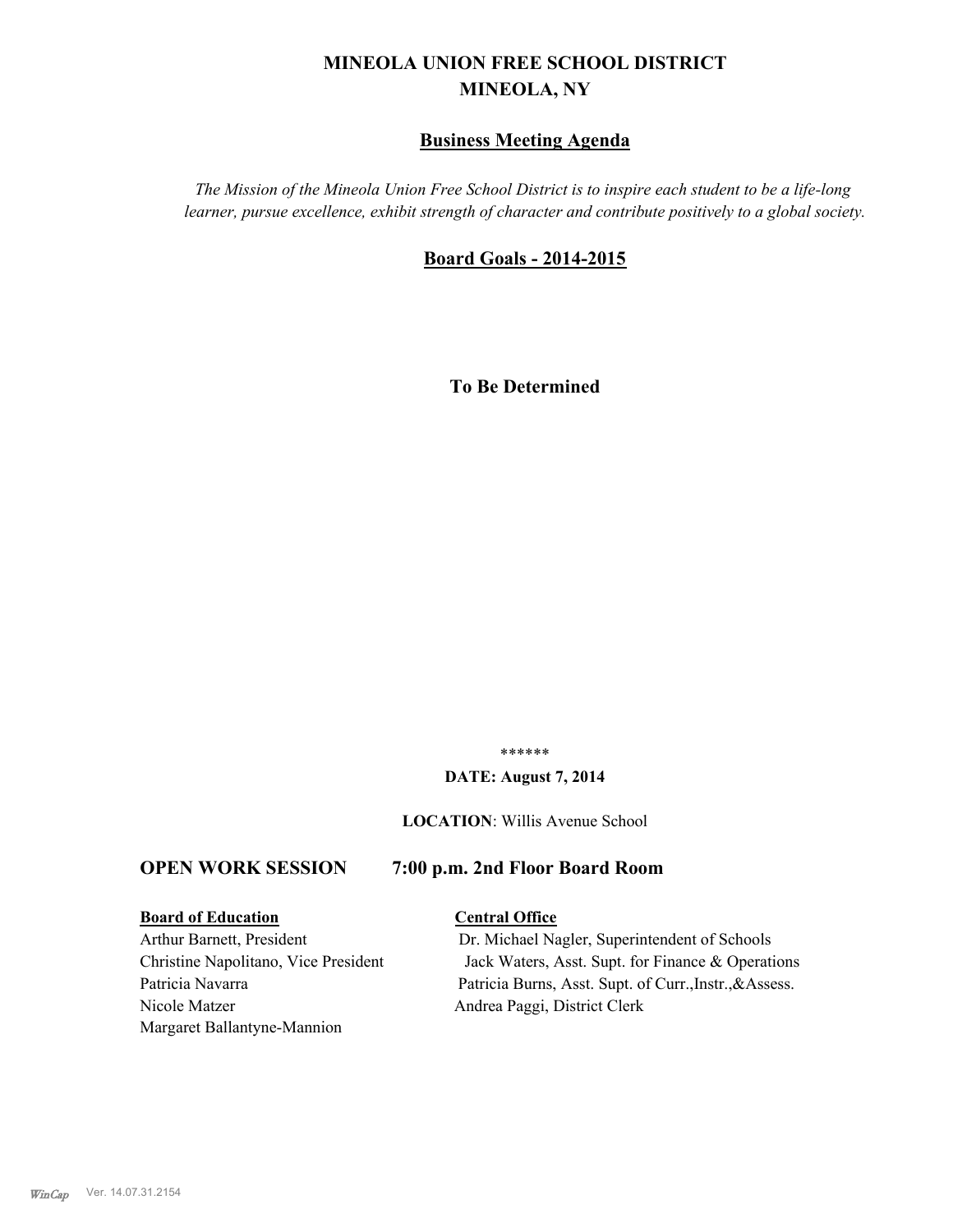# MINEOLA UNION FREE SCHOOL DISTRICT
# MINEOLA, NY

## Business Meeting Agenda

*The Mission of the Mineola Union Free School District is to inspire each student to be a life-long learner, pursue excellence, exhibit strength of character and contribute positively to a global society.*

## Board Goals - 2014-2015

**To Be Determined**

******

**DATE: August 7, 2014**

**LOCATION**: Willis Avenue School

## OPEN WORK SESSION 7:00 p.m. 2nd Floor Board Room

**Board of Education**

Arthur Barnett, President
Christine Napolitano, Vice President
Patricia Navarra
Nicole Matzer
Margaret Ballantyne-Mannion

**Central Office**

Dr. Michael Nagler, Superintendent of Schools
Jack Waters, Asst. Supt. for Finance & Operations
Patricia Burns, Asst. Supt. of Curr.,Instr.,&Assess.
Andrea Paggi, District Clerk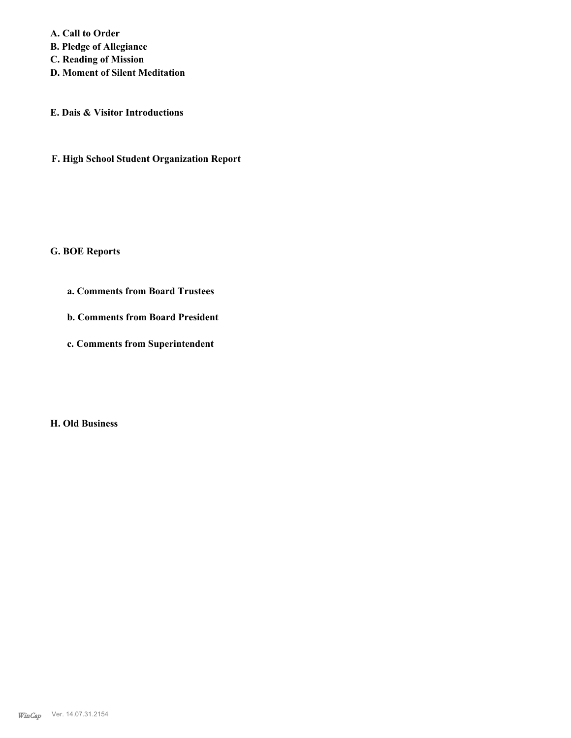**A. Call to Order**
**B. Pledge of Allegiance**
**C. Reading of Mission**
**D. Moment of Silent Meditation**

**E. Dais & Visitor Introductions**

**F. High School Student Organization Report**

**G. BOE Reports**

**a. Comments from Board Trustees**

**b. Comments from Board President**

**c. Comments from Superintendent**

**H. Old Business**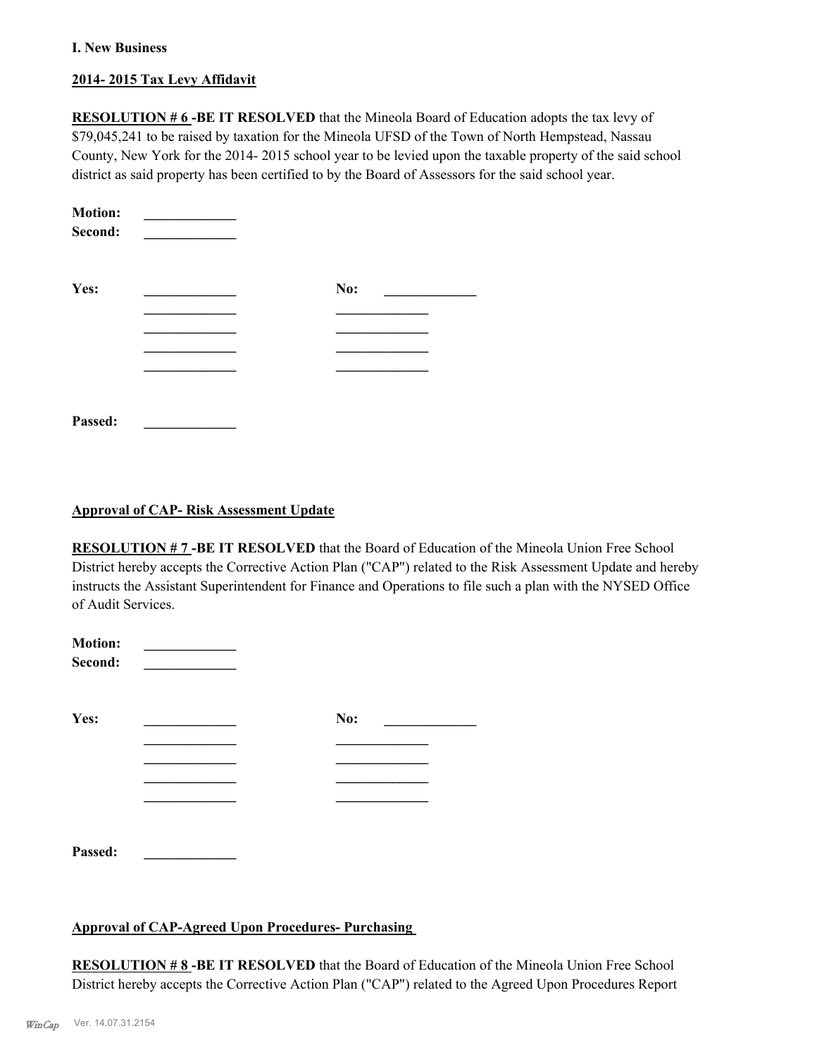**I. New Business**

**2014- 2015 Tax Levy Affidavit**

**RESOLUTION # 6 -BE IT RESOLVED** that the Mineola Board of Education adopts the tax levy of $79,045,241 to be raised by taxation for the Mineola UFSD of the Town of North Hempstead, Nassau County, New York for the 2014- 2015 school year to be levied upon the taxable property of the said school district as said property has been certified to by the Board of Assessors for the said school year.

**Motion:** _____________
**Second:** _____________

**Yes:** _____________ **No:** _____________
_____________ _____________
_____________ _____________
_____________ _____________
_____________ _____________

**Passed:** _____________

**Approval of CAP- Risk Assessment Update**

**RESOLUTION # 7 -BE IT RESOLVED** that the Board of Education of the Mineola Union Free School District hereby accepts the Corrective Action Plan ("CAP") related to the Risk Assessment Update and hereby instructs the Assistant Superintendent for Finance and Operations to file such a plan with the NYSED Office of Audit Services.

**Motion:** _____________
**Second:** _____________

**Yes:** _____________ **No:** _____________
_____________ _____________
_____________ _____________
_____________ _____________
_____________ _____________

**Passed:** _____________

**Approval of CAP-Agreed Upon Procedures- Purchasing**

**RESOLUTION # 8 -BE IT RESOLVED** that the Board of Education of the Mineola Union Free School District hereby accepts the Corrective Action Plan ("CAP") related to the Agreed Upon Procedures Report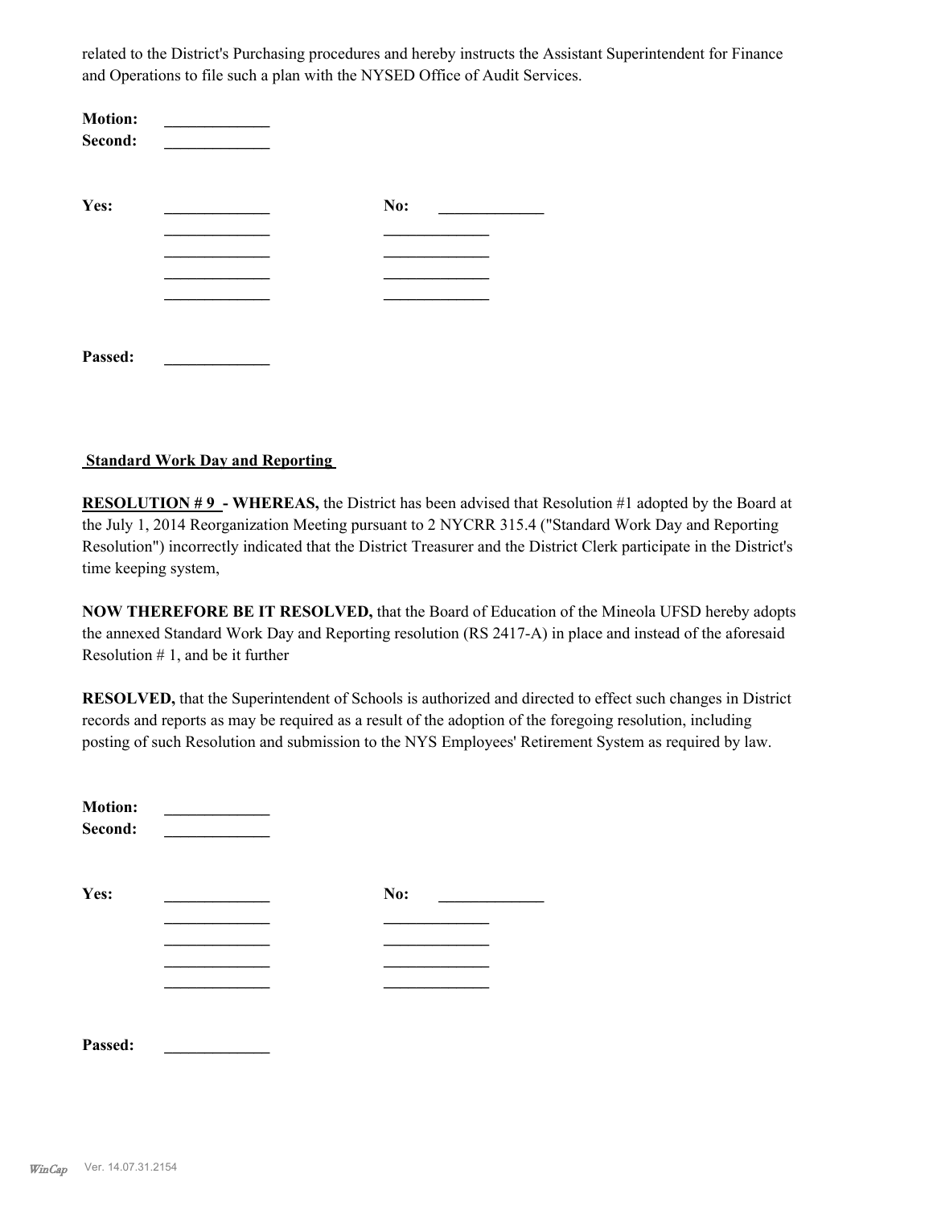related to the District's Purchasing procedures and hereby instructs the Assistant Superintendent for Finance and Operations to file such a plan with the NYSED Office of Audit Services.

**Motion:** _____________
**Second:** _____________

| **Yes:** | _____________ | **No:** | _____________ |
|---|---|---|---|
| | _____________ | | _____________ |
| | _____________ | | _____________ |
| | _____________ | | _____________ |
| | _____________ | | _____________ |

**Passed:** _____________

**Standard Work Day and Reporting**

**RESOLUTION # 9 - WHEREAS,** the District has been advised that Resolution #1 adopted by the Board at the July 1, 2014 Reorganization Meeting pursuant to 2 NYCRR 315.4 ("Standard Work Day and Reporting Resolution") incorrectly indicated that the District Treasurer and the District Clerk participate in the District's time keeping system,

**NOW THEREFORE BE IT RESOLVED,** that the Board of Education of the Mineola UFSD hereby adopts the annexed Standard Work Day and Reporting resolution (RS 2417-A) in place and instead of the aforesaid Resolution # 1, and be it further

**RESOLVED,** that the Superintendent of Schools is authorized and directed to effect such changes in District records and reports as may be required as a result of the adoption of the foregoing resolution, including posting of such Resolution and submission to the NYS Employees' Retirement System as required by law.

**Motion:** _____________
**Second:** _____________

| **Yes:** | _____________ | **No:** | _____________ |
|---|---|---|---|
| | _____________ | | _____________ |
| | _____________ | | _____________ |
| | _____________ | | _____________ |
| | _____________ | | _____________ |

**Passed:** _____________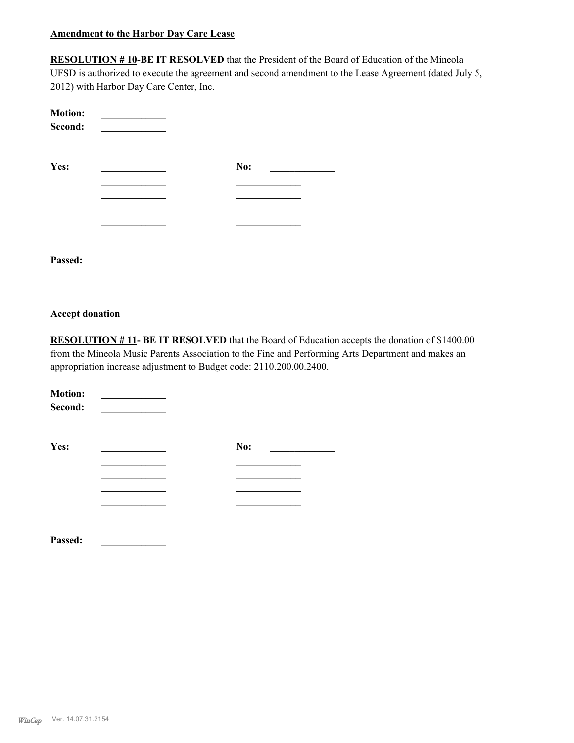**Amendment to the Harbor Day Care Lease**

**RESOLUTION # 10-BE IT RESOLVED** that the President of the Board of Education of the Mineola UFSD is authorized to execute the agreement and second amendment to the Lease Agreement (dated July 5, 2012) with Harbor Day Care Center, Inc.

**Motion:** _____________
**Second:** _____________

| **Yes:** | _____________ | **No:** | _____________ |
| --- | --- | --- | --- |
| | _____________ | | _____________ |
| | _____________ | | _____________ |
| | _____________ | | _____________ |
| | _____________ | | _____________ |

**Passed:** _____________

**Accept donation**

**RESOLUTION # 11- BE IT RESOLVED** that the Board of Education accepts the donation of $1400.00 from the Mineola Music Parents Association to the Fine and Performing Arts Department and makes an appropriation increase adjustment to Budget code: 2110.200.00.2400.

**Motion:** _____________
**Second:** _____________

| **Yes:** | _____________ | **No:** | _____________ |
| --- | --- | --- | --- |
| | _____________ | | _____________ |
| | _____________ | | _____________ |
| | _____________ | | _____________ |
| | _____________ | | _____________ |

**Passed:** _____________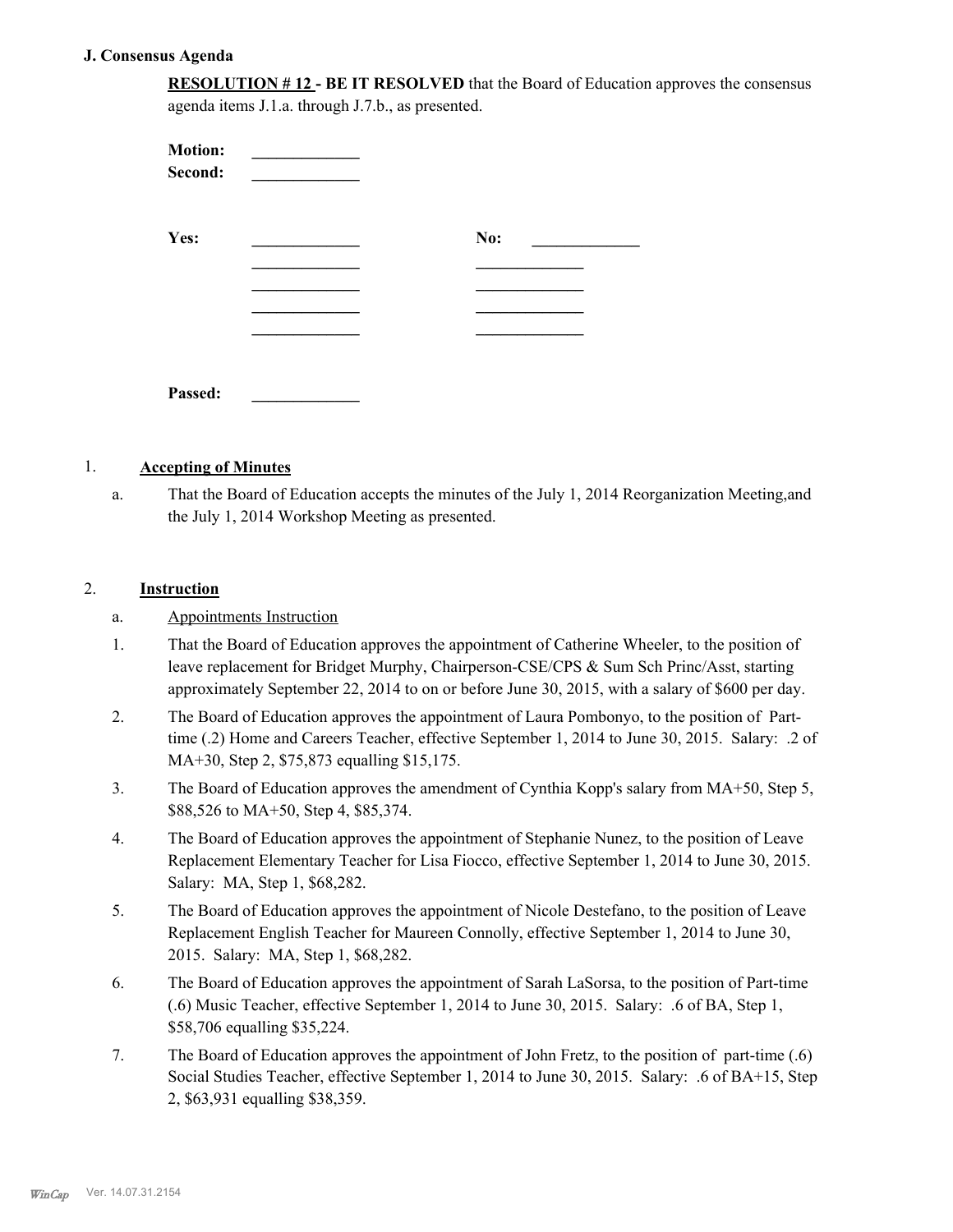### J. Consensus Agenda

**RESOLUTION # 12 - BE IT RESOLVED** that the Board of Education approves the consensus agenda items J.1.a. through J.7.b., as presented.

**Motion:** _____________
**Second:** _____________

| | | | |
|---|---|---|---|
| **Yes:** | _____________ | **No:** | _____________ |
| | _____________ | | _____________ |
| | _____________ | | _____________ |
| | _____________ | | _____________ |
| | _____________ | | _____________ |

**Passed:** _____________

1. **Accepting of Minutes**

   a. That the Board of Education accepts the minutes of the July 1, 2014 Reorganization Meeting,and the July 1, 2014 Workshop Meeting as presented.

2. **Instruction**

   a. Appointments Instruction

   1. That the Board of Education approves the appointment of Catherine Wheeler, to the position of leave replacement for Bridget Murphy, Chairperson-CSE/CPS & Sum Sch Princ/Asst, starting approximately September 22, 2014 to on or before June 30, 2015, with a salary of $600 per day.
   2. The Board of Education approves the appointment of Laura Pombonyo, to the position of Part-time (.2) Home and Careers Teacher, effective September 1, 2014 to June 30, 2015. Salary: .2 of MA+30, Step 2, $75,873 equalling $15,175.
   3. The Board of Education approves the amendment of Cynthia Kopp's salary from MA+50, Step 5, $88,526 to MA+50, Step 4, $85,374.
   4. The Board of Education approves the appointment of Stephanie Nunez, to the position of Leave Replacement Elementary Teacher for Lisa Fiocco, effective September 1, 2014 to June 30, 2015. Salary: MA, Step 1, $68,282.
   5. The Board of Education approves the appointment of Nicole Destefano, to the position of Leave Replacement English Teacher for Maureen Connolly, effective September 1, 2014 to June 30, 2015. Salary: MA, Step 1, $68,282.
   6. The Board of Education approves the appointment of Sarah LaSorsa, to the position of Part-time (.6) Music Teacher, effective September 1, 2014 to June 30, 2015. Salary: .6 of BA, Step 1, $58,706 equalling $35,224.
   7. The Board of Education approves the appointment of John Fretz, to the position of part-time (.6) Social Studies Teacher, effective September 1, 2014 to June 30, 2015. Salary: .6 of BA+15, Step 2, $63,931 equalling $38,359.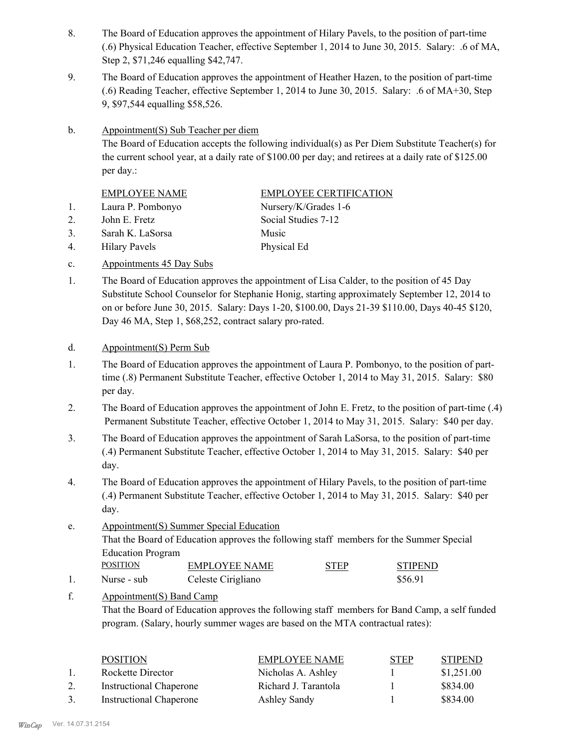8. The Board of Education approves the appointment of Hilary Pavels, to the position of part-time (.6) Physical Education Teacher, effective September 1, 2014 to June 30, 2015. Salary: .6 of MA, Step 2, $71,246 equalling $42,747.

9. The Board of Education approves the appointment of Heather Hazen, to the position of part-time (.6) Reading Teacher, effective September 1, 2014 to June 30, 2015. Salary: .6 of MA+30, Step 9, $97,544 equalling $58,526.

b. Appointment(S) Sub Teacher per diem

The Board of Education accepts the following individual(s) as Per Diem Substitute Teacher(s) for the current school year, at a daily rate of $100.00 per day; and retirees at a daily rate of $125.00 per day.:

| | EMPLOYEE NAME | EMPLOYEE CERTIFICATION |
|---|---|---|
| 1. | Laura P. Pombonyo | Nursery/K/Grades 1-6 |
| 2. | John E. Fretz | Social Studies 7-12 |
| 3. | Sarah K. LaSorsa | Music |
| 4. | Hilary Pavels | Physical Ed |

c. Appointments 45 Day Subs

1. The Board of Education approves the appointment of Lisa Calder, to the position of 45 Day Substitute School Counselor for Stephanie Honig, starting approximately September 12, 2014 to on or before June 30, 2015. Salary: Days 1-20, $100.00, Days 21-39 $110.00, Days 40-45 $120, Day 46 MA, Step 1, $68,252, contract salary pro-rated.

d. Appointment(S) Perm Sub

1. The Board of Education approves the appointment of Laura P. Pombonyo, to the position of part-time (.8) Permanent Substitute Teacher, effective October 1, 2014 to May 31, 2015. Salary: $80 per day.

2. The Board of Education approves the appointment of John E. Fretz, to the position of part-time (.4) Permanent Substitute Teacher, effective October 1, 2014 to May 31, 2015. Salary: $40 per day.

3. The Board of Education approves the appointment of Sarah LaSorsa, to the position of part-time (.4) Permanent Substitute Teacher, effective October 1, 2014 to May 31, 2015. Salary: $40 per day.

4. The Board of Education approves the appointment of Hilary Pavels, to the position of part-time (.4) Permanent Substitute Teacher, effective October 1, 2014 to May 31, 2015. Salary: $40 per day.

e. Appointment(S) Summer Special Education

That the Board of Education approves the following staff members for the Summer Special Education Program

| | POSITION | EMPLOYEE NAME | STEP | STIPEND |
|---|---|---|---|---|
| 1. | Nurse - sub | Celeste Cirigliano | | $56.91 |

f. Appointment(S) Band Camp

That the Board of Education approves the following staff members for Band Camp, a self funded program. (Salary, hourly summer wages are based on the MTA contractual rates):

| | POSITION | EMPLOYEE NAME | STEP | STIPEND |
|---|---|---|---|---|
| 1. | Rockette Director | Nicholas A. Ashley | 1 | $1,251.00 |
| 2. | Instructional Chaperone | Richard J. Tarantola | 1 | $834.00 |
| 3. | Instructional Chaperone | Ashley Sandy | 1 | $834.00 |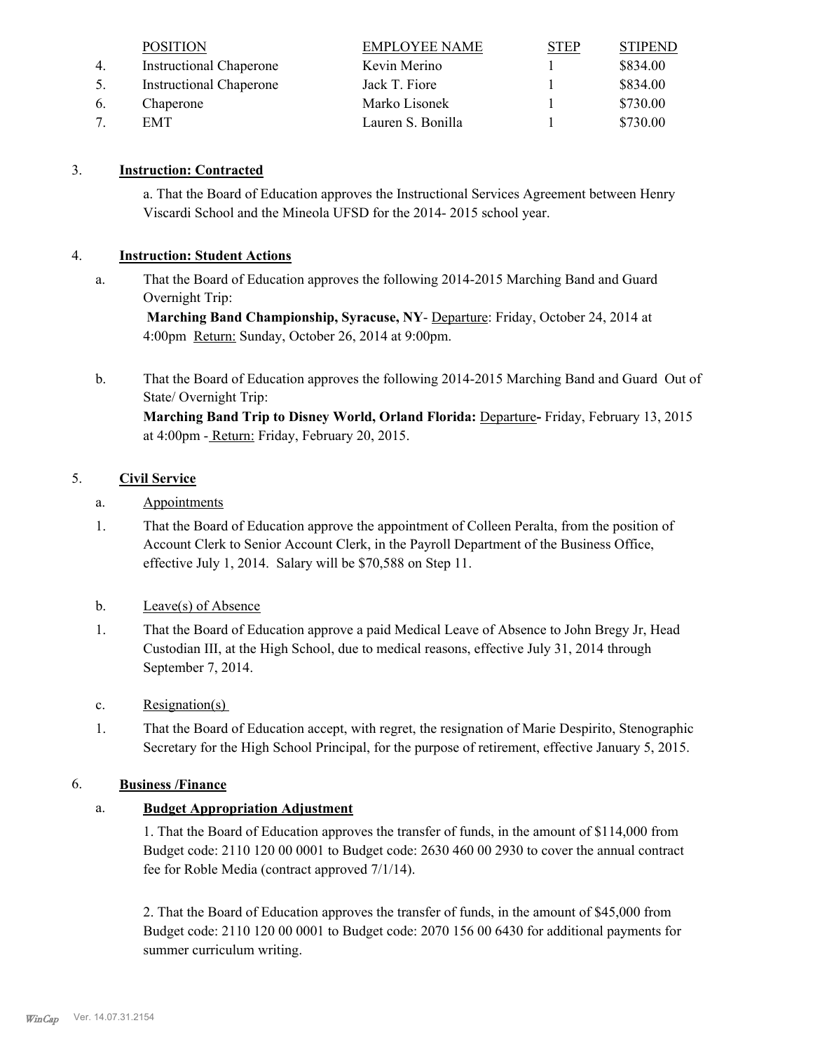| | POSITION | EMPLOYEE NAME | STEP | STIPEND |
|---|---|---|---|---|
| 4. | Instructional Chaperone | Kevin Merino | 1 | $834.00 |
| 5. | Instructional Chaperone | Jack T. Fiore | 1 | $834.00 |
| 6. | Chaperone | Marko Lisonek | 1 | $730.00 |
| 7. | EMT | Lauren S. Bonilla | 1 | $730.00 |

3. **Instruction: Contracted**

a. That the Board of Education approves the Instructional Services Agreement between Henry Viscardi School and the Mineola UFSD for the 2014- 2015 school year.

4. **Instruction: Student Actions**

a. That the Board of Education approves the following 2014-2015 Marching Band and Guard Overnight Trip:
**Marching Band Championship, Syracuse, NY**- Departure: Friday, October 24, 2014 at 4:00pm Return: Sunday, October 26, 2014 at 9:00pm.

b. That the Board of Education approves the following 2014-2015 Marching Band and Guard Out of State/ Overnight Trip:
**Marching Band Trip to Disney World, Orland Florida:** Departure**-** Friday, February 13, 2015 at 4:00pm - Return: Friday, February 20, 2015.

5. **Civil Service**

a. Appointments

1. That the Board of Education approve the appointment of Colleen Peralta, from the position of Account Clerk to Senior Account Clerk, in the Payroll Department of the Business Office, effective July 1, 2014. Salary will be $70,588 on Step 11.

b. Leave(s) of Absence

1. That the Board of Education approve a paid Medical Leave of Absence to John Bregy Jr, Head Custodian III, at the High School, due to medical reasons, effective July 31, 2014 through September 7, 2014.

c. Resignation(s)

1. That the Board of Education accept, with regret, the resignation of Marie Despirito, Stenographic Secretary for the High School Principal, for the purpose of retirement, effective January 5, 2015.

6. **Business /Finance**

a. **Budget Appropriation Adjustment**

1. That the Board of Education approves the transfer of funds, in the amount of $114,000 from Budget code: 2110 120 00 0001 to Budget code: 2630 460 00 2930 to cover the annual contract fee for Roble Media (contract approved 7/1/14).

2. That the Board of Education approves the transfer of funds, in the amount of $45,000 from Budget code: 2110 120 00 0001 to Budget code: 2070 156 00 6430 for additional payments for summer curriculum writing.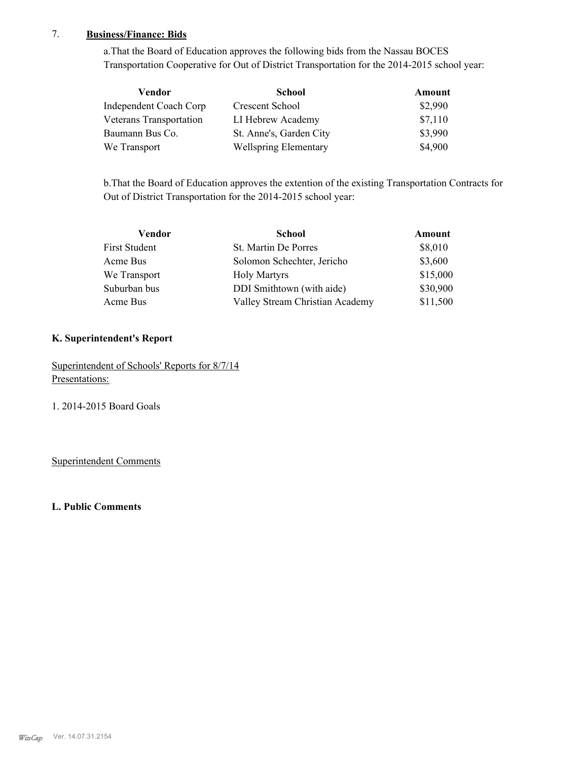7. **Business/Finance: Bids**

a.That the Board of Education approves the following bids from the Nassau BOCES Transportation Cooperative for Out of District Transportation for the 2014-2015 school year:

| Vendor | School | Amount |
|---|---|---|
| Independent Coach Corp | Crescent School | $2,990 |
| Veterans Transportation | LI Hebrew Academy | $7,110 |
| Baumann Bus Co. | St. Anne's, Garden City | $3,990 |
| We Transport | Wellspring Elementary | $4,900 |

b.That the Board of Education approves the extention of the existing Transportation Contracts for Out of District Transportation for the 2014-2015 school year:

| Vendor | School | Amount |
|---|---|---|
| First Student | St. Martin De Porres | $8,010 |
| Acme Bus | Solomon Schechter, Jericho | $3,600 |
| We Transport | Holy Martyrs | $15,000 |
| Suburban bus | DDI Smithtown (with aide) | $30,900 |
| Acme Bus | Valley Stream Christian Academy | $11,500 |

**K. Superintendent's Report**

Superintendent of Schools' Reports for 8/7/14
Presentations:

1. 2014-2015 Board Goals

Superintendent Comments

**L. Public Comments**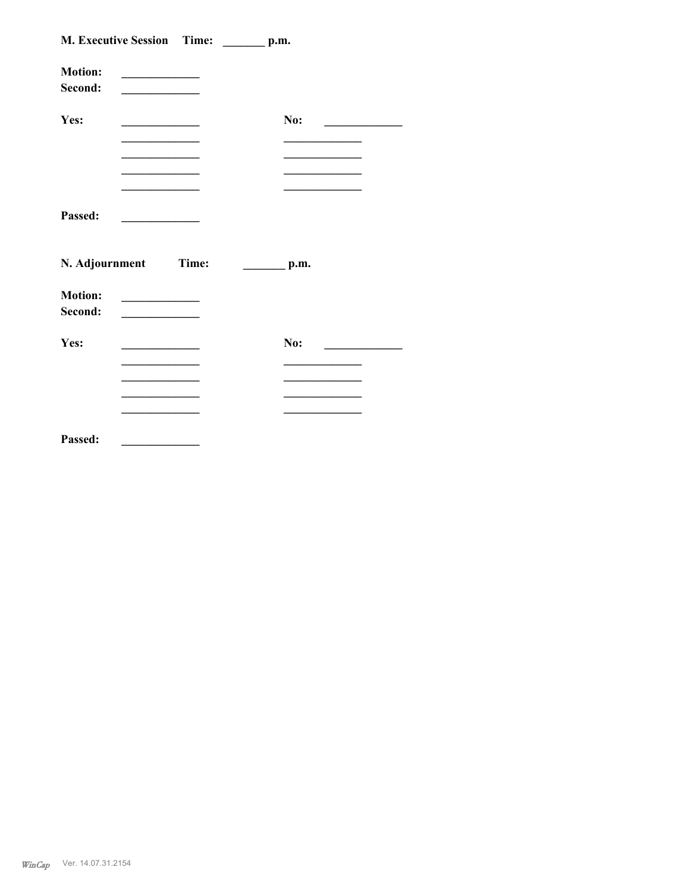**M. Executive Session Time: _______ p.m.**

**Motion:** _____________
**Second:** _____________

| | | | |
|---|---|---|---|
| **Yes:** | _____________ | **No:** | _____________ |
| | _____________ | | _____________ |
| | _____________ | | _____________ |
| | _____________ | | _____________ |
| | _____________ | | _____________ |

**Passed:** _____________

**N. Adjournment Time: _______ p.m.**

**Motion:** _____________
**Second:** _____________

| | | | |
|---|---|---|---|
| **Yes:** | _____________ | **No:** | _____________ |
| | _____________ | | _____________ |
| | _____________ | | _____________ |
| | _____________ | | _____________ |
| | _____________ | | _____________ |

**Passed:** _____________